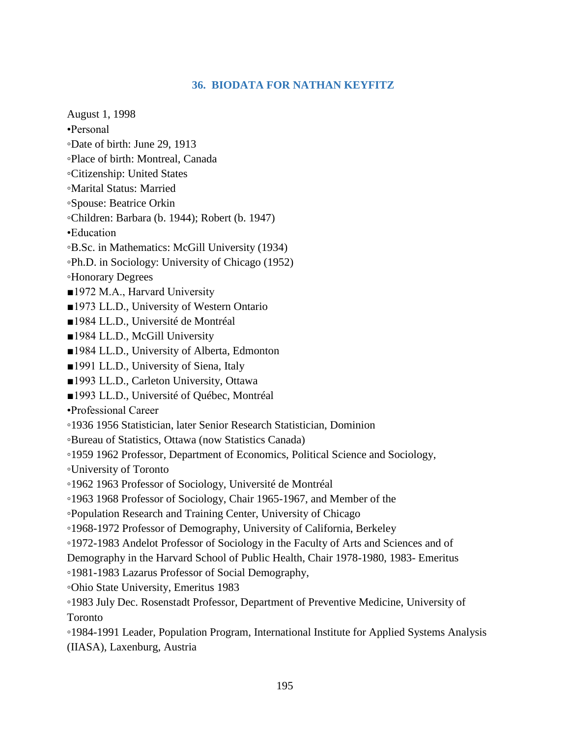## 36. BIODATA FOR NATHAN KEYFITZ

August 1, 1998

- Personal
  - Date of birth: June 29, 1913
  - Place of birth: Montreal, Canada
  - Citizenship: United States
  - Marital Status: Married
  - Spouse: Beatrice Orkin
  - Children: Barbara (b. 1944); Robert (b. 1947)
- Education
  - B.Sc. in Mathematics: McGill University (1934)
  - Ph.D. in Sociology: University of Chicago (1952)
  - Honorary Degrees
    - 1972 M.A., Harvard University
    - 1973 LL.D., University of Western Ontario
    - 1984 LL.D., Université de Montréal
    - 1984 LL.D., McGill University
    - 1984 LL.D., University of Alberta, Edmonton
    - 1991 LL.D., University of Siena, Italy
    - 1993 LL.D., Carleton University, Ottawa
    - 1993 LL.D., Université of Québec, Montréal
- Professional Career
  - 1936 1956 Statistician, later Senior Research Statistician, Dominion
  - Bureau of Statistics, Ottawa (now Statistics Canada)
  - 1959 1962 Professor, Department of Economics, Political Science and Sociology,
  - University of Toronto
  - 1962 1963 Professor of Sociology, Université de Montréal
  - 1963 1968 Professor of Sociology, Chair 1965-1967, and Member of the
  - Population Research and Training Center, University of Chicago
  - 1968-1972 Professor of Demography, University of California, Berkeley
  - 1972-1983 Andelot Professor of Sociology in the Faculty of Arts and Sciences and of Demography in the Harvard School of Public Health, Chair 1978-1980, 1983- Emeritus
  - 1981-1983 Lazarus Professor of Social Demography,
  - Ohio State University, Emeritus 1983
  - 1983 July Dec. Rosenstadt Professor, Department of Preventive Medicine, University of Toronto
  - 1984-1991 Leader, Population Program, International Institute for Applied Systems Analysis (IIASA), Laxenburg, Austria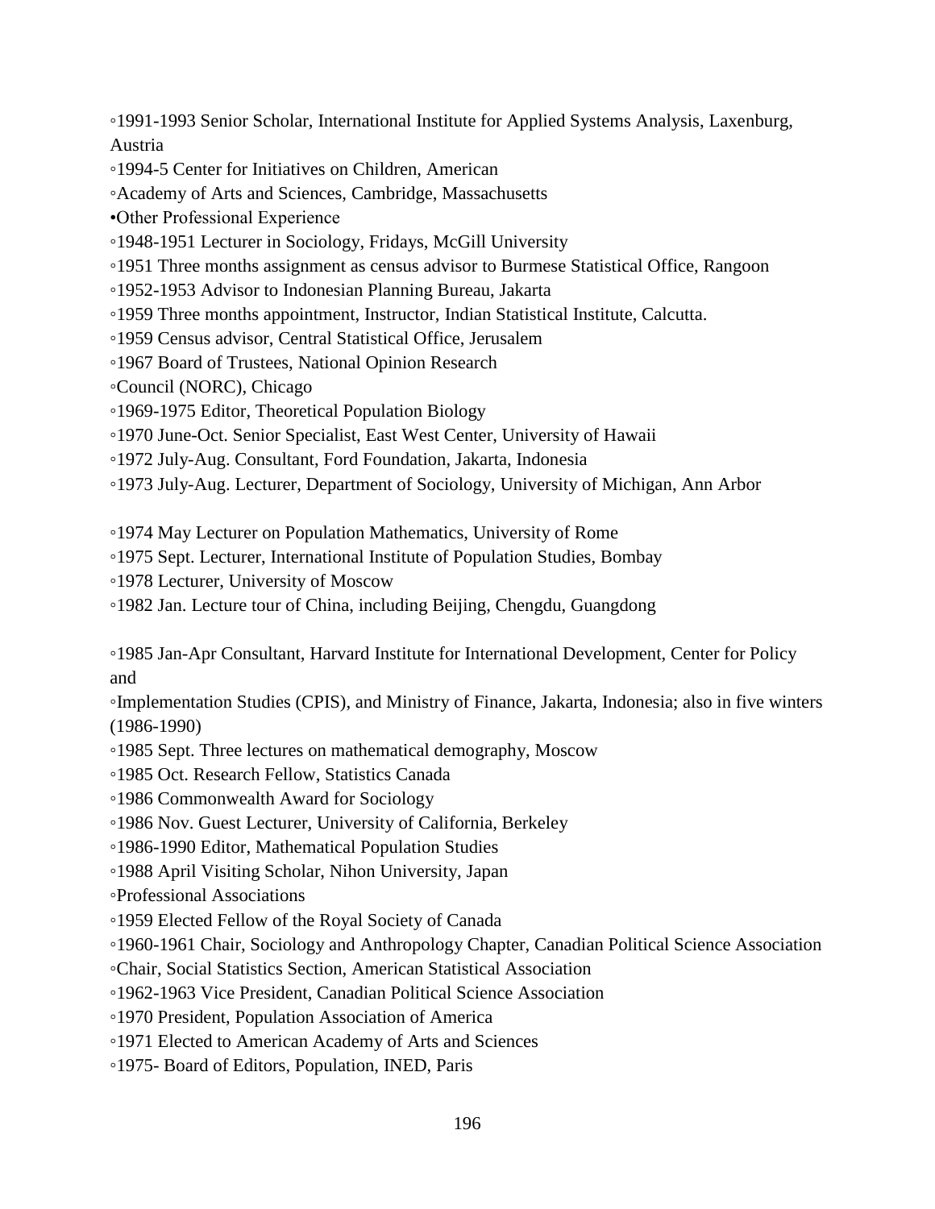◦1991-1993 Senior Scholar, International Institute for Applied Systems Analysis, Laxenburg, Austria

◦1994-5 Center for Initiatives on Children, American

◦Academy of Arts and Sciences, Cambridge, Massachusetts

•Other Professional Experience

◦1948-1951 Lecturer in Sociology, Fridays, McGill University

◦1951 Three months assignment as census advisor to Burmese Statistical Office, Rangoon

◦1952-1953 Advisor to Indonesian Planning Bureau, Jakarta

◦1959 Three months appointment, Instructor, Indian Statistical Institute, Calcutta.

◦1959 Census advisor, Central Statistical Office, Jerusalem

◦1967 Board of Trustees, National Opinion Research

◦Council (NORC), Chicago

◦1969-1975 Editor, Theoretical Population Biology

◦1970 June-Oct. Senior Specialist, East West Center, University of Hawaii

◦1972 July-Aug. Consultant, Ford Foundation, Jakarta, Indonesia

◦1973 July-Aug. Lecturer, Department of Sociology, University of Michigan, Ann Arbor

◦1974 May Lecturer on Population Mathematics, University of Rome

◦1975 Sept. Lecturer, International Institute of Population Studies, Bombay

◦1978 Lecturer, University of Moscow

◦1982 Jan. Lecture tour of China, including Beijing, Chengdu, Guangdong

◦1985 Jan-Apr Consultant, Harvard Institute for International Development, Center for Policy and

◦Implementation Studies (CPIS), and Ministry of Finance, Jakarta, Indonesia; also in five winters (1986-1990)

◦1985 Sept. Three lectures on mathematical demography, Moscow

◦1985 Oct. Research Fellow, Statistics Canada

◦1986 Commonwealth Award for Sociology

◦1986 Nov. Guest Lecturer, University of California, Berkeley

◦1986-1990 Editor, Mathematical Population Studies

◦1988 April Visiting Scholar, Nihon University, Japan

◦Professional Associations

◦1959 Elected Fellow of the Royal Society of Canada

◦1960-1961 Chair, Sociology and Anthropology Chapter, Canadian Political Science Association

◦Chair, Social Statistics Section, American Statistical Association

◦1962-1963 Vice President, Canadian Political Science Association

◦1970 President, Population Association of America

◦1971 Elected to American Academy of Arts and Sciences

◦1975- Board of Editors, Population, INED, Paris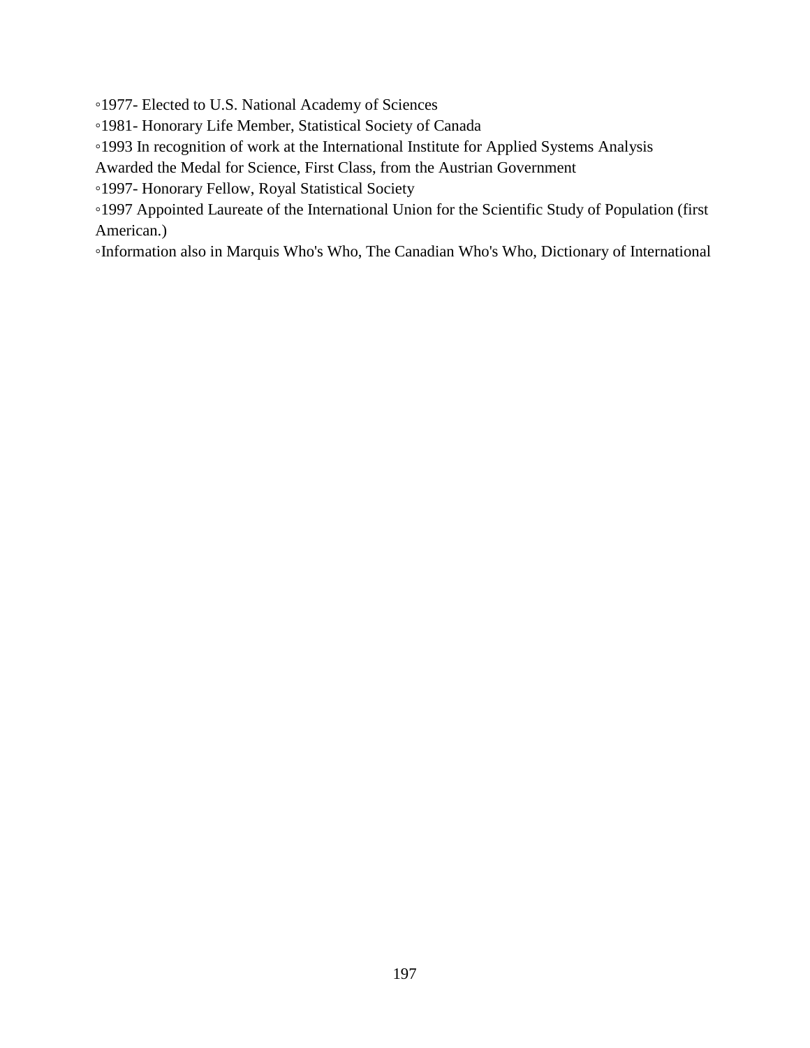◦1977- Elected to U.S. National Academy of Sciences

◦1981- Honorary Life Member, Statistical Society of Canada

◦1993 In recognition of work at the International Institute for Applied Systems Analysis Awarded the Medal for Science, First Class, from the Austrian Government

◦1997- Honorary Fellow, Royal Statistical Society

◦1997 Appointed Laureate of the International Union for the Scientific Study of Population (first American.)

◦Information also in Marquis Who's Who, The Canadian Who's Who, Dictionary of International